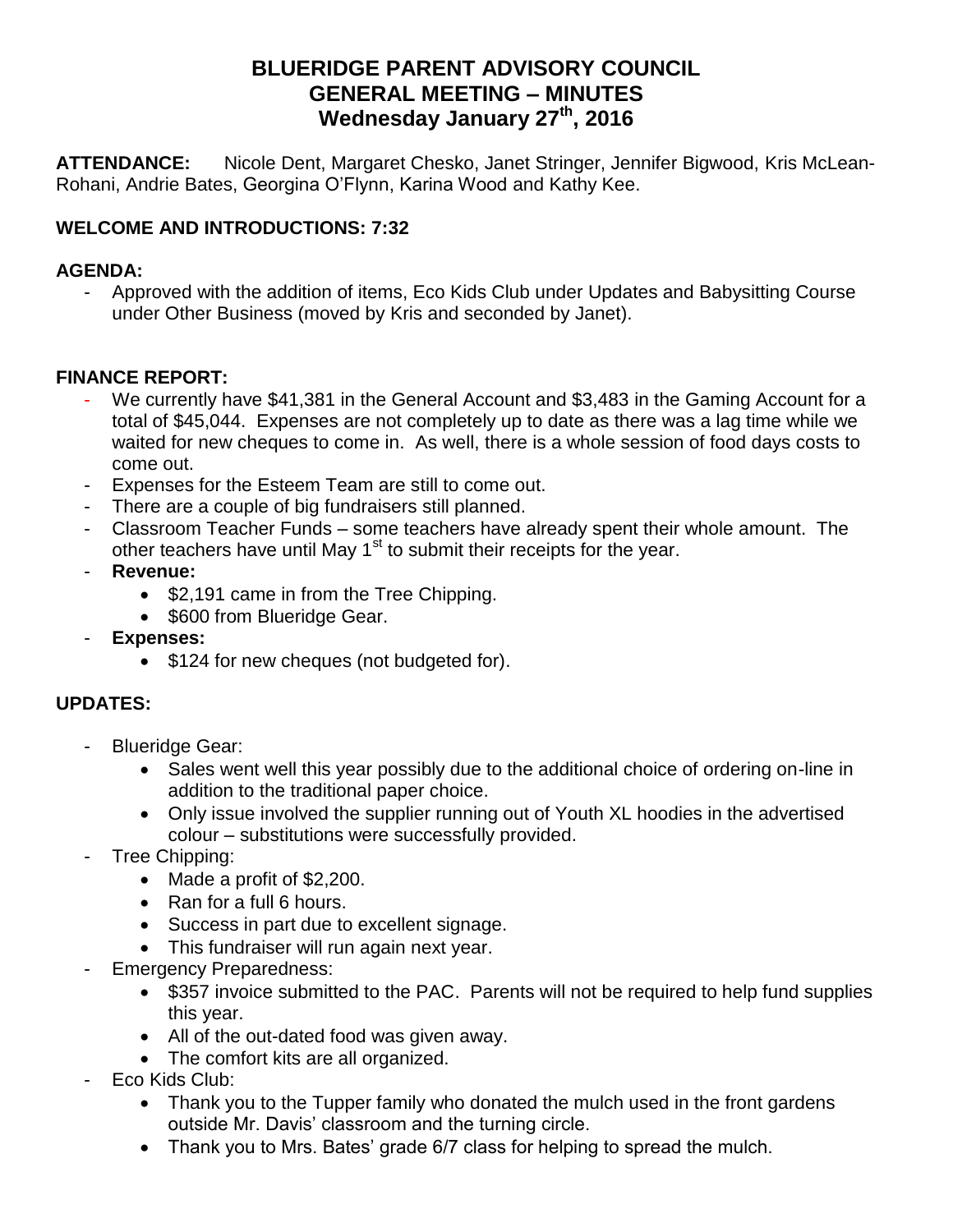# BLUERIDGE PARENT ADVISORY COUNCIL
# GENERAL MEETING – MINUTES
# Wednesday January 27th, 2016

**ATTENDANCE:** Nicole Dent, Margaret Chesko, Janet Stringer, Jennifer Bigwood, Kris McLean-Rohani, Andrie Bates, Georgina O'Flynn, Karina Wood and Kathy Kee.

**WELCOME AND INTRODUCTIONS: 7:32**

**AGENDA:**

- Approved with the addition of items, Eco Kids Club under Updates and Babysitting Course under Other Business (moved by Kris and seconded by Janet).

**FINANCE REPORT:**

- We currently have $41,381 in the General Account and $3,483 in the Gaming Account for a total of $45,044. Expenses are not completely up to date as there was a lag time while we waited for new cheques to come in. As well, there is a whole session of food days costs to come out.
- Expenses for the Esteem Team are still to come out.
- There are a couple of big fundraisers still planned.
- Classroom Teacher Funds – some teachers have already spent their whole amount. The other teachers have until May 1st to submit their receipts for the year.
- **Revenue:**
  - $2,191 came in from the Tree Chipping.
  - $600 from Blueridge Gear.
- **Expenses:**
  - $124 for new cheques (not budgeted for).

**UPDATES:**

- Blueridge Gear:
  - Sales went well this year possibly due to the additional choice of ordering on-line in addition to the traditional paper choice.
  - Only issue involved the supplier running out of Youth XL hoodies in the advertised colour – substitutions were successfully provided.
- Tree Chipping:
  - Made a profit of $2,200.
  - Ran for a full 6 hours.
  - Success in part due to excellent signage.
  - This fundraiser will run again next year.
- Emergency Preparedness:
  - $357 invoice submitted to the PAC. Parents will not be required to help fund supplies this year.
  - All of the out-dated food was given away.
  - The comfort kits are all organized.
- Eco Kids Club:
  - Thank you to the Tupper family who donated the mulch used in the front gardens outside Mr. Davis' classroom and the turning circle.
  - Thank you to Mrs. Bates' grade 6/7 class for helping to spread the mulch.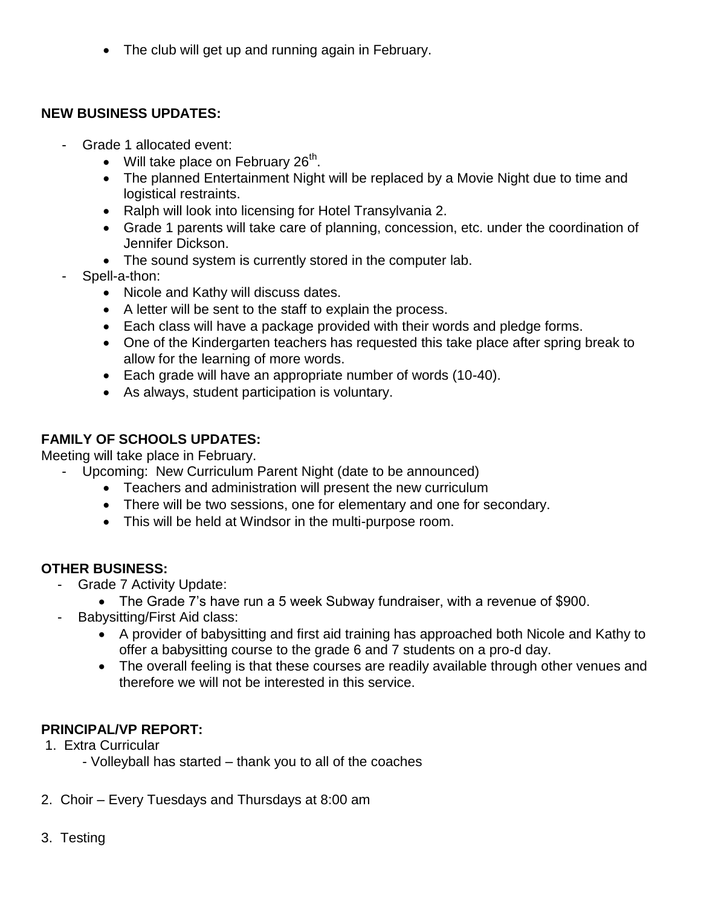- The club will get up and running again in February.

**NEW BUSINESS UPDATES:**

- Grade 1 allocated event:
  - Will take place on February 26th.
  - The planned Entertainment Night will be replaced by a Movie Night due to time and logistical restraints.
  - Ralph will look into licensing for Hotel Transylvania 2.
  - Grade 1 parents will take care of planning, concession, etc. under the coordination of Jennifer Dickson.
  - The sound system is currently stored in the computer lab.
- Spell-a-thon:
  - Nicole and Kathy will discuss dates.
  - A letter will be sent to the staff to explain the process.
  - Each class will have a package provided with their words and pledge forms.
  - One of the Kindergarten teachers has requested this take place after spring break to allow for the learning of more words.
  - Each grade will have an appropriate number of words (10-40).
  - As always, student participation is voluntary.

**FAMILY OF SCHOOLS UPDATES:**

Meeting will take place in February.

- Upcoming: New Curriculum Parent Night (date to be announced)
  - Teachers and administration will present the new curriculum
  - There will be two sessions, one for elementary and one for secondary.
  - This will be held at Windsor in the multi-purpose room.

**OTHER BUSINESS:**

- Grade 7 Activity Update:
  - The Grade 7's have run a 5 week Subway fundraiser, with a revenue of $900.
- Babysitting/First Aid class:
  - A provider of babysitting and first aid training has approached both Nicole and Kathy to offer a babysitting course to the grade 6 and 7 students on a pro-d day.
  - The overall feeling is that these courses are readily available through other venues and therefore we will not be interested in this service.

**PRINCIPAL/VP REPORT:**

1. Extra Curricular
   - Volleyball has started – thank you to all of the coaches

2. Choir – Every Tuesdays and Thursdays at 8:00 am

3. Testing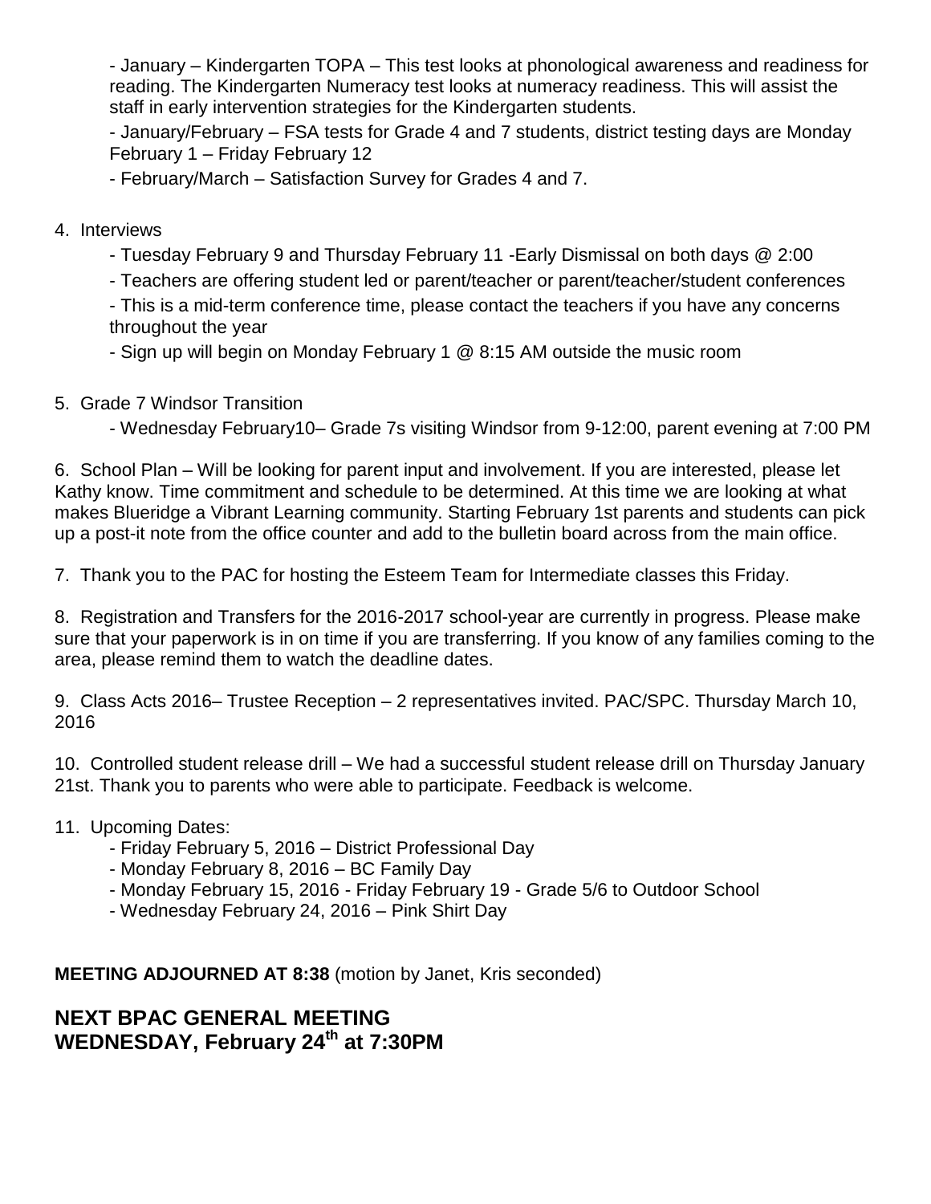- January – Kindergarten TOPA – This test looks at phonological awareness and readiness for reading. The Kindergarten Numeracy test looks at numeracy readiness. This will assist the staff in early intervention strategies for the Kindergarten students.
- January/February – FSA tests for Grade 4 and 7 students, district testing days are Monday February 1 – Friday February 12
- February/March – Satisfaction Survey for Grades 4 and 7.

4. Interviews
    - Tuesday February 9 and Thursday February 11 -Early Dismissal on both days @ 2:00
    - Teachers are offering student led or parent/teacher or parent/teacher/student conferences
    - This is a mid-term conference time, please contact the teachers if you have any concerns throughout the year
    - Sign up will begin on Monday February 1 @ 8:15 AM outside the music room

5. Grade 7 Windsor Transition
    - Wednesday February10– Grade 7s visiting Windsor from 9-12:00, parent evening at 7:00 PM

6. School Plan – Will be looking for parent input and involvement. If you are interested, please let Kathy know. Time commitment and schedule to be determined. At this time we are looking at what makes Blueridge a Vibrant Learning community. Starting February 1st parents and students can pick up a post-it note from the office counter and add to the bulletin board across from the main office.

7. Thank you to the PAC for hosting the Esteem Team for Intermediate classes this Friday.

8. Registration and Transfers for the 2016-2017 school-year are currently in progress. Please make sure that your paperwork is in on time if you are transferring. If you know of any families coming to the area, please remind them to watch the deadline dates.

9. Class Acts 2016– Trustee Reception – 2 representatives invited. PAC/SPC. Thursday March 10, 2016

10. Controlled student release drill – We had a successful student release drill on Thursday January 21st. Thank you to parents who were able to participate. Feedback is welcome.

11. Upcoming Dates:
    - Friday February 5, 2016 – District Professional Day
    - Monday February 8, 2016 – BC Family Day
    - Monday February 15, 2016 - Friday February 19 - Grade 5/6 to Outdoor School
    - Wednesday February 24, 2016 – Pink Shirt Day

**MEETING ADJOURNED AT 8:38** (motion by Janet, Kris seconded)

## NEXT BPAC GENERAL MEETING WEDNESDAY, February 24th at 7:30PM